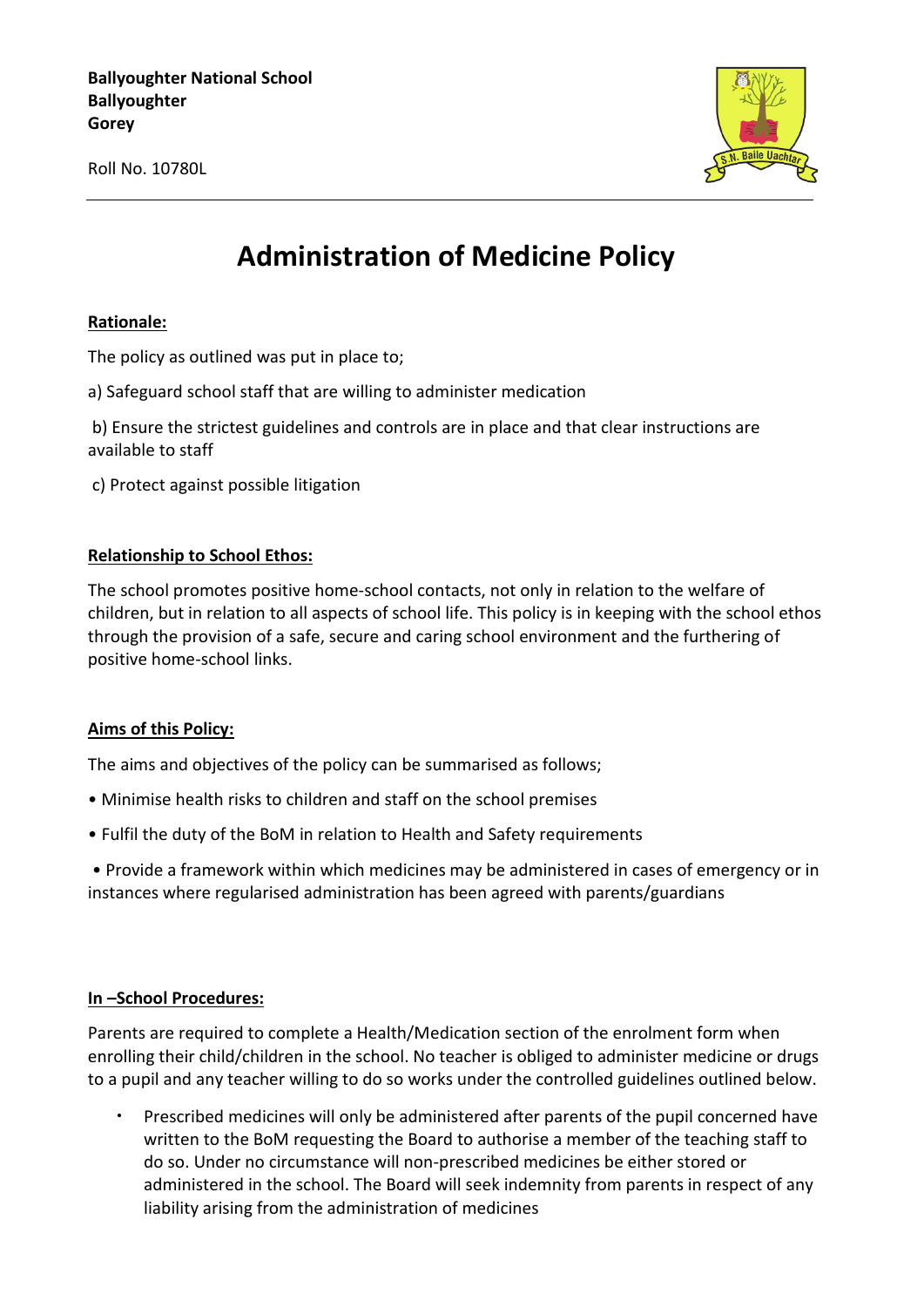**Ballyoughter National School**
**Ballyoughter**
**Gorey**

Roll No. 10780L

# Administration of Medicine Policy

## Rationale:

The policy as outlined was put in place to;

a) Safeguard school staff that are willing to administer medication

b) Ensure the strictest guidelines and controls are in place and that clear instructions are available to staff

c) Protect against possible litigation

## Relationship to School Ethos:

The school promotes positive home-school contacts, not only in relation to the welfare of children, but in relation to all aspects of school life. This policy is in keeping with the school ethos through the provision of a safe, secure and caring school environment and the furthering of positive home-school links.

## Aims of this Policy:

The aims and objectives of the policy can be summarised as follows;

- Minimise health risks to children and staff on the school premises
- Fulfil the duty of the BoM in relation to Health and Safety requirements
- Provide a framework within which medicines may be administered in cases of emergency or in instances where regularised administration has been agreed with parents/guardians

## In –School Procedures:

Parents are required to complete a Health/Medication section of the enrolment form when enrolling their child/children in the school. No teacher is obliged to administer medicine or drugs to a pupil and any teacher willing to do so works under the controlled guidelines outlined below.

- Prescribed medicines will only be administered after parents of the pupil concerned have written to the BoM requesting the Board to authorise a member of the teaching staff to do so. Under no circumstance will non-prescribed medicines be either stored or administered in the school. The Board will seek indemnity from parents in respect of any liability arising from the administration of medicines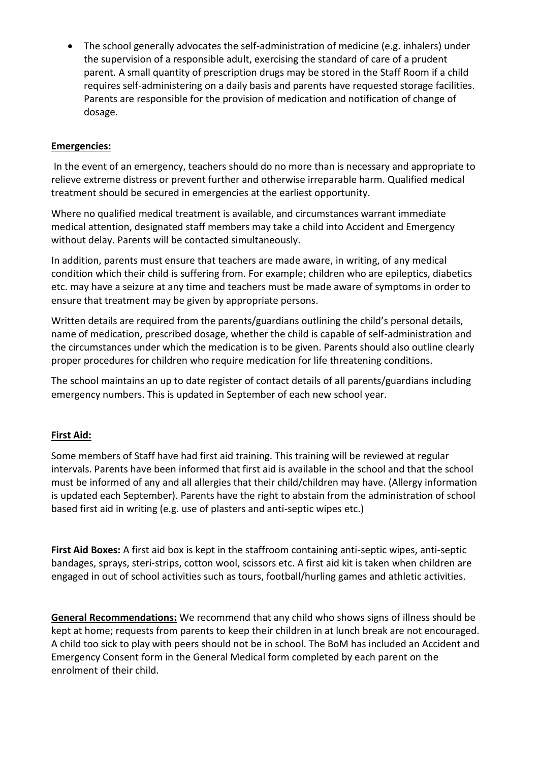- The school generally advocates the self-administration of medicine (e.g. inhalers) under the supervision of a responsible adult, exercising the standard of care of a prudent parent. A small quantity of prescription drugs may be stored in the Staff Room if a child requires self-administering on a daily basis and parents have requested storage facilities. Parents are responsible for the provision of medication and notification of change of dosage.

**Emergencies:**

In the event of an emergency, teachers should do no more than is necessary and appropriate to relieve extreme distress or prevent further and otherwise irreparable harm. Qualified medical treatment should be secured in emergencies at the earliest opportunity.

Where no qualified medical treatment is available, and circumstances warrant immediate medical attention, designated staff members may take a child into Accident and Emergency without delay. Parents will be contacted simultaneously.

In addition, parents must ensure that teachers are made aware, in writing, of any medical condition which their child is suffering from. For example; children who are epileptics, diabetics etc. may have a seizure at any time and teachers must be made aware of symptoms in order to ensure that treatment may be given by appropriate persons.

Written details are required from the parents/guardians outlining the child's personal details, name of medication, prescribed dosage, whether the child is capable of self-administration and the circumstances under which the medication is to be given. Parents should also outline clearly proper procedures for children who require medication for life threatening conditions.

The school maintains an up to date register of contact details of all parents/guardians including emergency numbers. This is updated in September of each new school year.

**First Aid:**

Some members of Staff have had first aid training. This training will be reviewed at regular intervals. Parents have been informed that first aid is available in the school and that the school must be informed of any and all allergies that their child/children may have. (Allergy information is updated each September). Parents have the right to abstain from the administration of school based first aid in writing (e.g. use of plasters and anti-septic wipes etc.)

**First Aid Boxes:** A first aid box is kept in the staffroom containing anti-septic wipes, anti-septic bandages, sprays, steri-strips, cotton wool, scissors etc. A first aid kit is taken when children are engaged in out of school activities such as tours, football/hurling games and athletic activities.

**General Recommendations:** We recommend that any child who shows signs of illness should be kept at home; requests from parents to keep their children in at lunch break are not encouraged. A child too sick to play with peers should not be in school. The BoM has included an Accident and Emergency Consent form in the General Medical form completed by each parent on the enrolment of their child.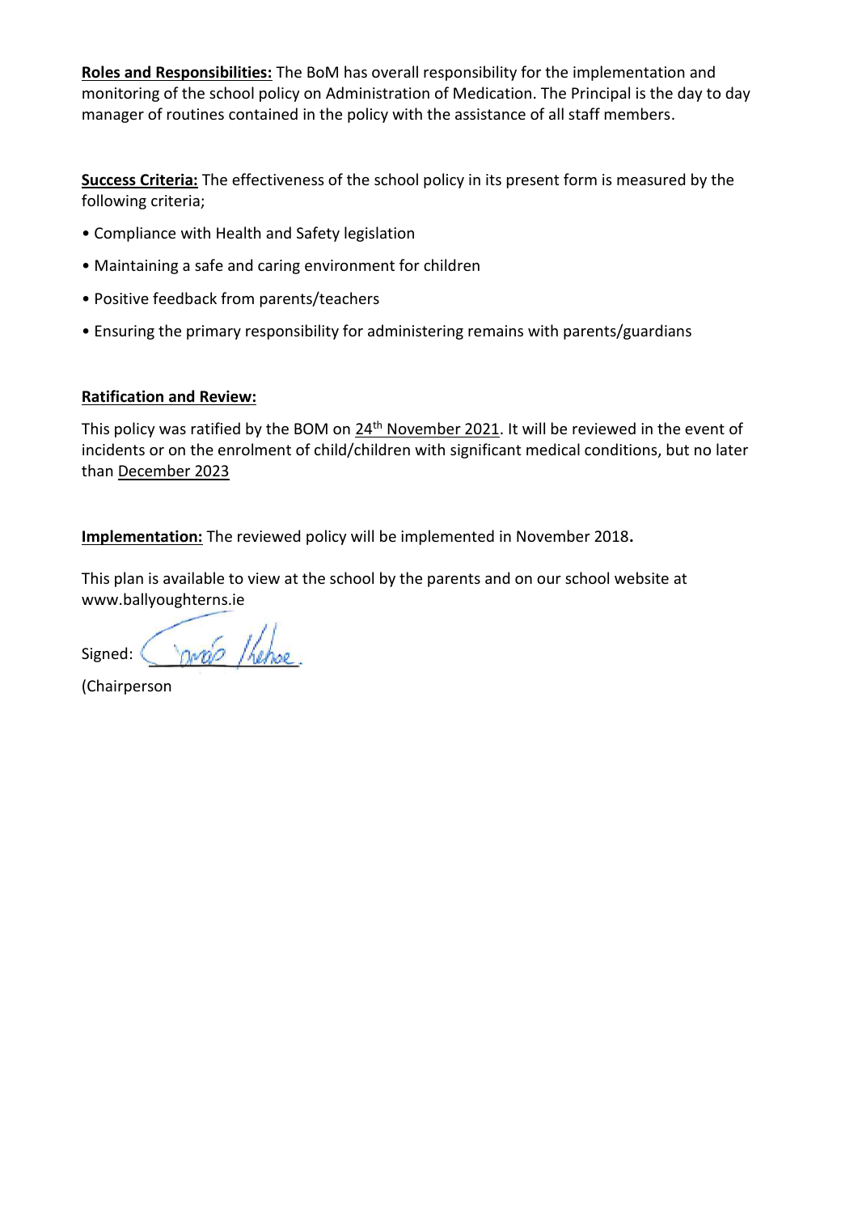**Roles and Responsibilities:** The BoM has overall responsibility for the implementation and monitoring of the school policy on Administration of Medication. The Principal is the day to day manager of routines contained in the policy with the assistance of all staff members.

**Success Criteria:** The effectiveness of the school policy in its present form is measured by the following criteria;

- Compliance with Health and Safety legislation
- Maintaining a safe and caring environment for children
- Positive feedback from parents/teachers
- Ensuring the primary responsibility for administering remains with parents/guardians

**Ratification and Review:**

This policy was ratified by the BOM on 24th November 2021. It will be reviewed in the event of incidents or on the enrolment of child/children with significant medical conditions, but no later than December 2023

**Implementation:** The reviewed policy will be implemented in November 2018**.**

This plan is available to view at the school by the parents and on our school website at www.ballyoughterns.ie

Signed: ____________________

(Chairperson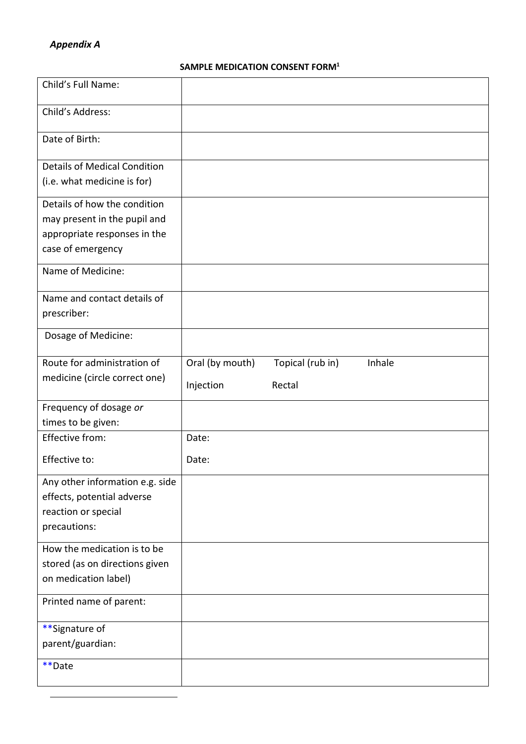*Appendix A*

**SAMPLE MEDICATION CONSENT FORM**[1]

| | |
|---|---|
| Child's Full Name: | |
| Child's Address: | |
| Date of Birth: | |
| Details of Medical Condition (i.e. what medicine is for) | |
| Details of how the condition may present in the pupil and appropriate responses in the case of emergency | |
| Name of Medicine: | |
| Name and contact details of prescriber: | |
| Dosage of Medicine: | |
| Route for administration of medicine (circle correct one) | Oral (by mouth) Topical (rub in) Inhale Injection Rectal |
| Frequency of dosage *or* times to be given: | |
| Effective from: Effective to: | Date: Date: |
| Any other information e.g. side effects, potential adverse reaction or special precautions: | |
| How the medication is to be stored (as on directions given on medication label) | |
| Printed name of parent: | |
| **Signature of parent/guardian: | |
| **Date | |